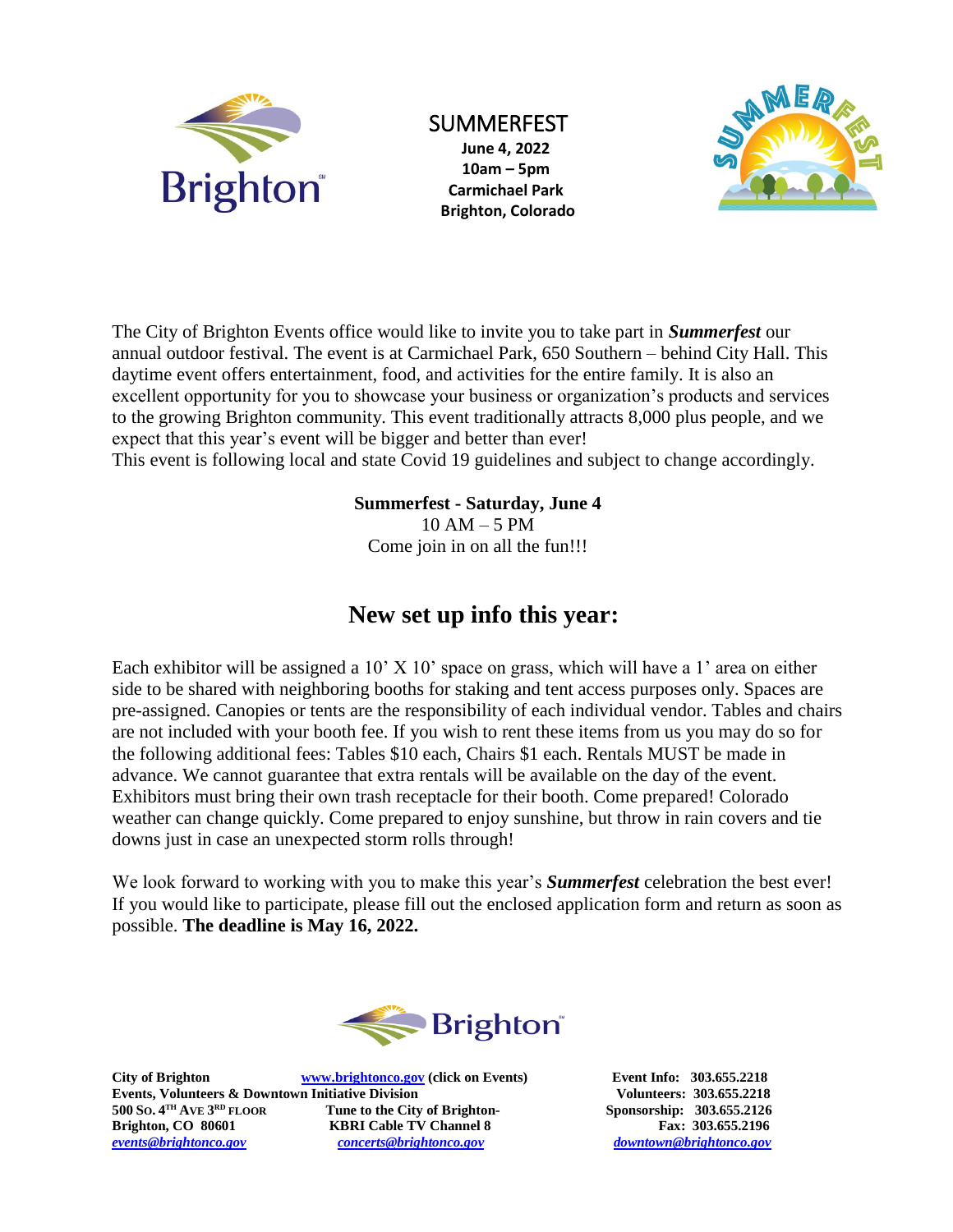# SUMMERFEST

**June 4, 2022**
**10am – 5pm**
**Carmichael Park**
**Brighton, Colorado**

The City of Brighton Events office would like to invite you to take part in ***Summerfest*** our annual outdoor festival. The event is at Carmichael Park, 650 Southern – behind City Hall. This daytime event offers entertainment, food, and activities for the entire family. It is also an excellent opportunity for you to showcase your business or organization's products and services to the growing Brighton community. This event traditionally attracts 8,000 plus people, and we expect that this year's event will be bigger and better than ever!
This event is following local and state Covid 19 guidelines and subject to change accordingly.

**Summerfest - Saturday, June 4**
10 AM – 5 PM
Come join in on all the fun!!!

## New set up info this year:

Each exhibitor will be assigned a 10' X 10' space on grass, which will have a 1' area on either side to be shared with neighboring booths for staking and tent access purposes only. Spaces are pre-assigned. Canopies or tents are the responsibility of each individual vendor. Tables and chairs are not included with your booth fee. If you wish to rent these items from us you may do so for the following additional fees: Tables $10 each, Chairs $1 each. Rentals MUST be made in advance. We cannot guarantee that extra rentals will be available on the day of the event. Exhibitors must bring their own trash receptacle for their booth. Come prepared! Colorado weather can change quickly. Come prepared to enjoy sunshine, but throw in rain covers and tie downs just in case an unexpected storm rolls through!

We look forward to working with you to make this year's ***Summerfest*** celebration the best ever! If you would like to participate, please fill out the enclosed application form and return as soon as possible. **The deadline is May 16, 2022.**

**City of Brighton**
**Events, Volunteers & Downtown Initiative Division**
**500 So. 4TH Ave 3RD Floor**
**Brighton, CO 80601**
***events@brightonco.gov***

**www.brightonco.gov (click on Events)**
**Tune to the City of Brighton-**
**KBRI Cable TV Channel 8**
***concerts@brightonco.gov***

**Event Info: 303.655.2218**
**Volunteers: 303.655.2218**
**Sponsorship: 303.655.2126**
**Fax: 303.655.2196**
***downtown@brightonco.gov***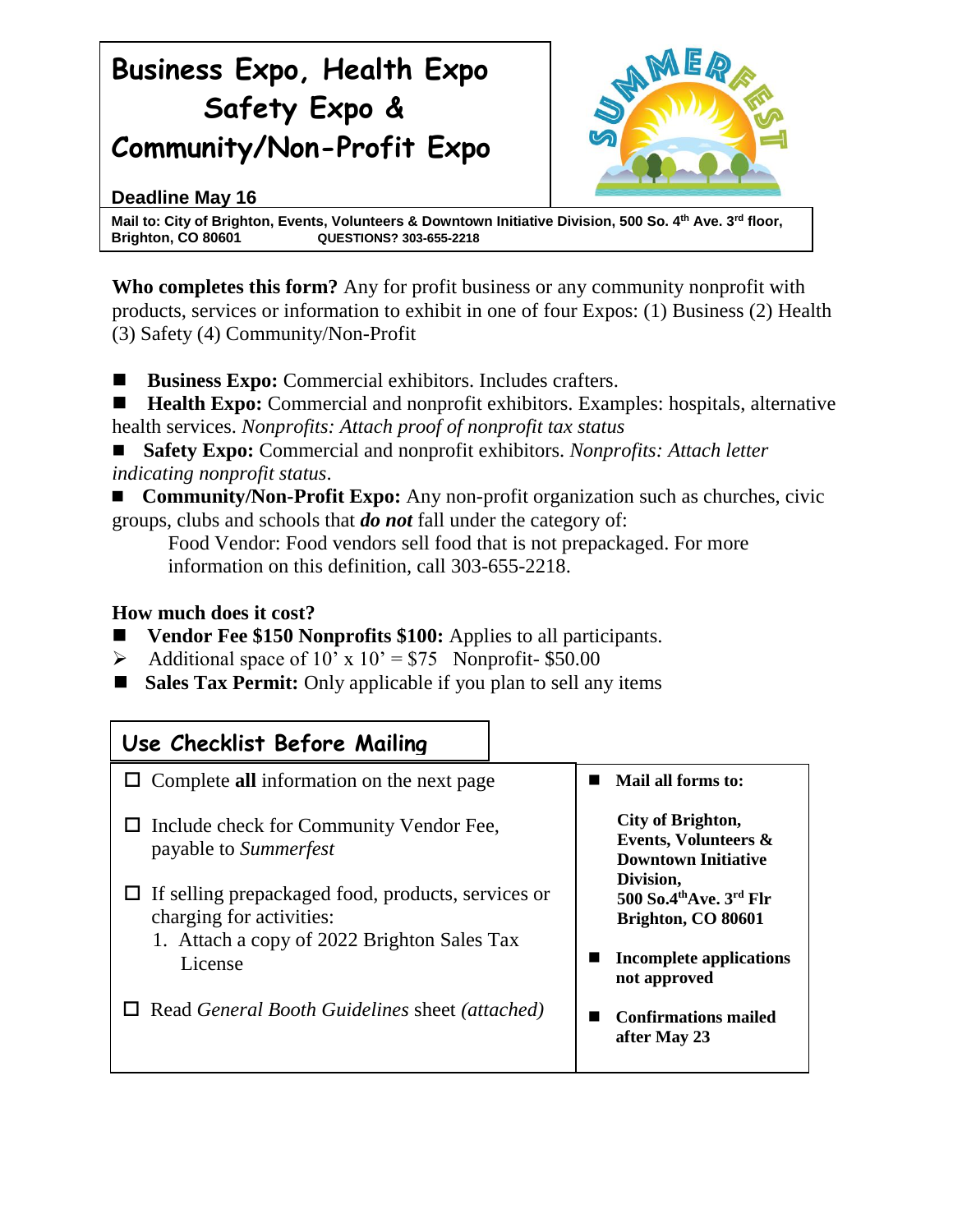# Business Expo, Health Expo Safety Expo & Community/Non-Profit Expo

**Deadline May 16**

**Mail to: City of Brighton, Events, Volunteers & Downtown Initiative Division, 500 So. 4th Ave. 3rd floor, Brighton, CO 80601** **QUESTIONS? 303-655-2218**

**Who completes this form?** Any for profit business or any community nonprofit with products, services or information to exhibit in one of four Expos: (1) Business (2) Health (3) Safety (4) Community/Non-Profit

- **Business Expo:** Commercial exhibitors. Includes crafters.
- **Health Expo:** Commercial and nonprofit exhibitors. Examples: hospitals, alternative health services. *Nonprofits: Attach proof of nonprofit tax status*
- **Safety Expo:** Commercial and nonprofit exhibitors. *Nonprofits: Attach letter indicating nonprofit status*.
- **Community/Non-Profit Expo:** Any non-profit organization such as churches, civic groups, clubs and schools that ***do not*** fall under the category of:
  
  Food Vendor: Food vendors sell food that is not prepackaged. For more information on this definition, call 303-655-2218.

**How much does it cost?**

- **Vendor Fee $150 Nonprofits $100:** Applies to all participants.
- Additional space of 10' x 10' = $75 Nonprofit- $50.00
- **Sales Tax Permit:** Only applicable if you plan to sell any items

## Use Checklist Before Mailing

- ☐ Complete **all** information on the next page
- ☐ Include check for Community Vendor Fee, payable to *Summerfest*
- ☐ If selling prepackaged food, products, services or charging for activities:
  1. Attach a copy of 2022 Brighton Sales Tax License
- ☐ Read *General Booth Guidelines* sheet *(attached)*

- **Mail all forms to:**

  **City of Brighton, Events, Volunteers & Downtown Initiative Division, 500 So.4th Ave. 3rd Flr Brighton, CO 80601**
- **Incomplete applications not approved**
- **Confirmations mailed after May 23**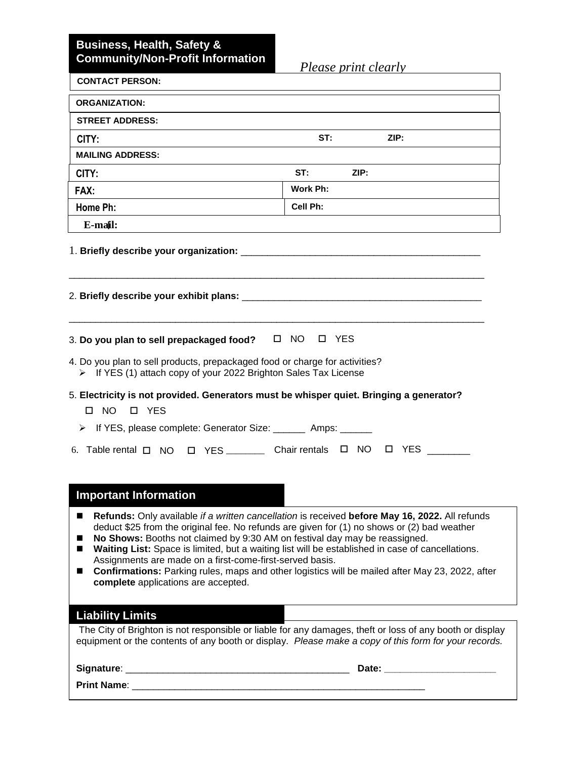## Business, Health, Safety & Community/Non-Profit Information

*Please print clearly*

| | | |
|---|---|---|
| **CONTACT PERSON:** | | |
| **ORGANIZATION:** | | |
| **STREET ADDRESS:** | | |
| **CITY:** | **ST:** | **ZIP:** |
| **MAILING ADDRESS:** | | |
| **CITY:** | **ST:** | **ZIP:** |
| **FAX:** | **Work Ph:** | |
| **Home Ph:** | **Cell Ph:** | |
| **E-mail:** | | |

1. **Briefly describe your organization:** _____________________________________________

_______________________________________________________________________________

2. **Briefly describe your exhibit plans:** _____________________________________________

_______________________________________________________________________________

3. **Do you plan to sell prepackaged food?** ☐ NO ☐ YES

4. Do you plan to sell products, prepackaged food or charge for activities?
   - If YES (1) attach copy of your 2022 Brighton Sales Tax License

5. **Electricity is not provided. Generators must be whisper quiet. Bringing a generator?**

   ☐ NO ☐ YES

   - If YES, please complete: Generator Size: ______ Amps: ______

6. Table rental ☐ NO ☐ YES _______ Chair rentals ☐ NO ☐ YES ________

## Important Information

- **Refunds:** Only available *if a written cancellation* is received **before May 16, 2022.** All refunds deduct $25 from the original fee. No refunds are given for (1) no shows or (2) bad weather
- **No Shows:** Booths not claimed by 9:30 AM on festival day may be reassigned.
- **Waiting List:** Space is limited, but a waiting list will be established in case of cancellations. Assignments are made on a first-come-first-served basis.
- **Confirmations:** Parking rules, maps and other logistics will be mailed after May 23, 2022, after **complete** applications are accepted.

## Liability Limits

The City of Brighton is not responsible or liable for any damages, theft or loss of any booth or display equipment or the contents of any booth or display. *Please make a copy of this form for your records.*

**Signature**: __________________________________________ **Date:** ____________________

**Print Name**: ______________________________________________________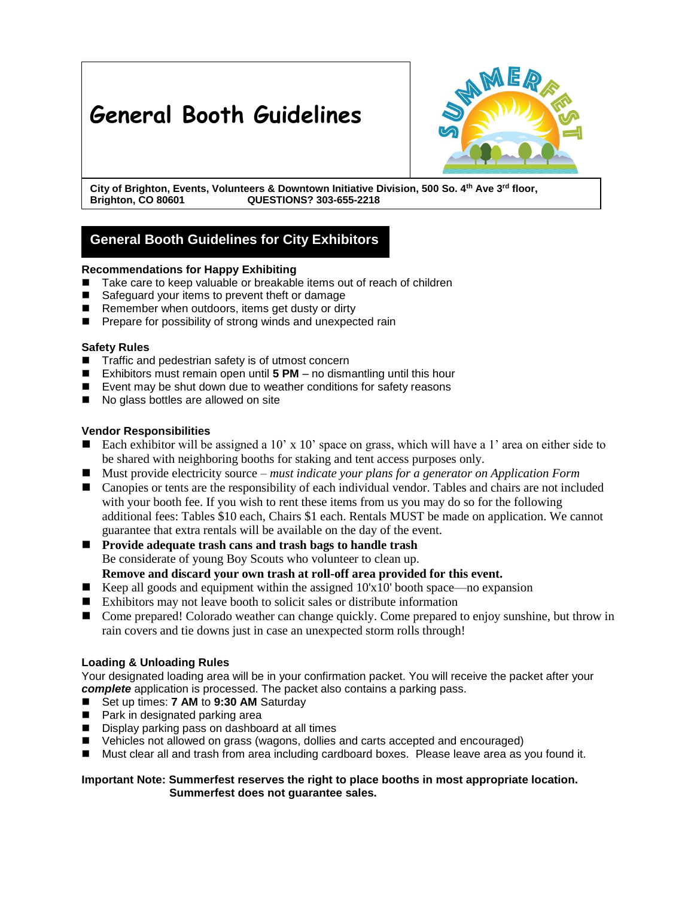# General Booth Guidelines

**City of Brighton, Events, Volunteers & Downtown Initiative Division, 500 So. 4th Ave 3rd floor, Brighton, CO 80601 QUESTIONS? 303-655-2218**

## General Booth Guidelines for City Exhibitors

**Recommendations for Happy Exhibiting**

- Take care to keep valuable or breakable items out of reach of children
- Safeguard your items to prevent theft or damage
- Remember when outdoors, items get dusty or dirty
- Prepare for possibility of strong winds and unexpected rain

**Safety Rules**

- Traffic and pedestrian safety is of utmost concern
- Exhibitors must remain open until **5 PM** – no dismantling until this hour
- Event may be shut down due to weather conditions for safety reasons
- No glass bottles are allowed on site

**Vendor Responsibilities**

- Each exhibitor will be assigned a 10' x 10' space on grass, which will have a 1' area on either side to be shared with neighboring booths for staking and tent access purposes only.
- Must provide electricity source – *must indicate your plans for a generator on Application Form*
- Canopies or tents are the responsibility of each individual vendor. Tables and chairs are not included with your booth fee. If you wish to rent these items from us you may do so for the following additional fees: Tables $10 each, Chairs $1 each. Rentals MUST be made on application. We cannot guarantee that extra rentals will be available on the day of the event.
- **Provide adequate trash cans and trash bags to handle trash**
  Be considerate of young Boy Scouts who volunteer to clean up.
  **Remove and discard your own trash at roll-off area provided for this event.**
- Keep all goods and equipment within the assigned 10'x10' booth space—no expansion
- Exhibitors may not leave booth to solicit sales or distribute information
- Come prepared! Colorado weather can change quickly. Come prepared to enjoy sunshine, but throw in rain covers and tie downs just in case an unexpected storm rolls through!

**Loading & Unloading Rules**

Your designated loading area will be in your confirmation packet. You will receive the packet after your ***complete*** application is processed. The packet also contains a parking pass.

- Set up times: **7 AM** to **9:30 AM** Saturday
- Park in designated parking area
- Display parking pass on dashboard at all times
- Vehicles not allowed on grass (wagons, dollies and carts accepted and encouraged)
- Must clear all and trash from area including cardboard boxes. Please leave area as you found it.

**Important Note: Summerfest reserves the right to place booths in most appropriate location. Summerfest does not guarantee sales.**